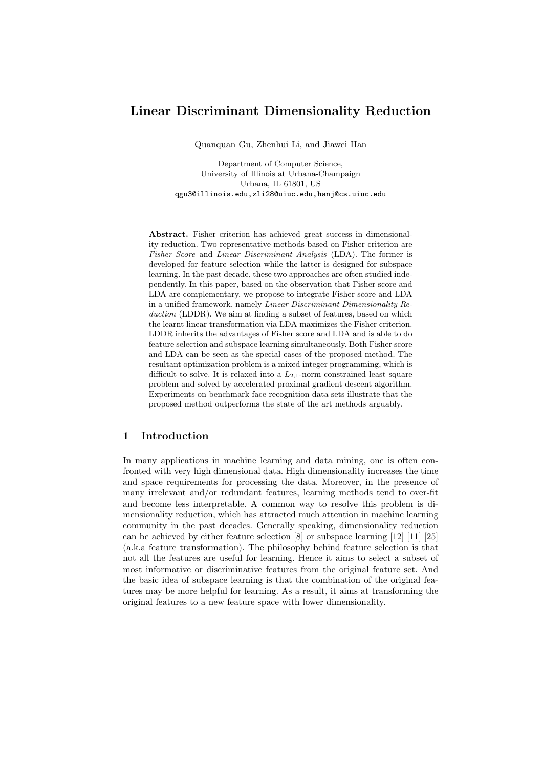# Linear Discriminant Dimensionality Reduction

Quanquan Gu, Zhenhui Li, and Jiawei Han

Department of Computer Science,
University of Illinois at Urbana-Champaign
Urbana, IL 61801, US
qgu3@illinois.edu,zli28@uiuc.edu,hanj@cs.uiuc.edu

**Abstract.** Fisher criterion has achieved great success in dimensionality reduction. Two representative methods based on Fisher criterion are *Fisher Score* and *Linear Discriminant Analysis* (LDA). The former is developed for feature selection while the latter is designed for subspace learning. In the past decade, these two approaches are often studied independently. In this paper, based on the observation that Fisher score and LDA are complementary, we propose to integrate Fisher score and LDA in a unified framework, namely *Linear Discriminant Dimensionality Reduction* (LDDR). We aim at finding a subset of features, based on which the learnt linear transformation via LDA maximizes the Fisher criterion. LDDR inherits the advantages of Fisher score and LDA and is able to do feature selection and subspace learning simultaneously. Both Fisher score and LDA can be seen as the special cases of the proposed method. The resultant optimization problem is a mixed integer programming, which is difficult to solve. It is relaxed into a $L_{2,1}$-norm constrained least square problem and solved by accelerated proximal gradient descent algorithm. Experiments on benchmark face recognition data sets illustrate that the proposed method outperforms the state of the art methods arguably.

## 1 Introduction

In many applications in machine learning and data mining, one is often confronted with very high dimensional data. High dimensionality increases the time and space requirements for processing the data. Moreover, in the presence of many irrelevant and/or redundant features, learning methods tend to over-fit and become less interpretable. A common way to resolve this problem is dimensionality reduction, which has attracted much attention in machine learning community in the past decades. Generally speaking, dimensionality reduction can be achieved by either feature selection [8] or subspace learning [12] [11] [25] (a.k.a feature transformation). The philosophy behind feature selection is that not all the features are useful for learning. Hence it aims to select a subset of most informative or discriminative features from the original feature set. And the basic idea of subspace learning is that the combination of the original features may be more helpful for learning. As a result, it aims at transforming the original features to a new feature space with lower dimensionality.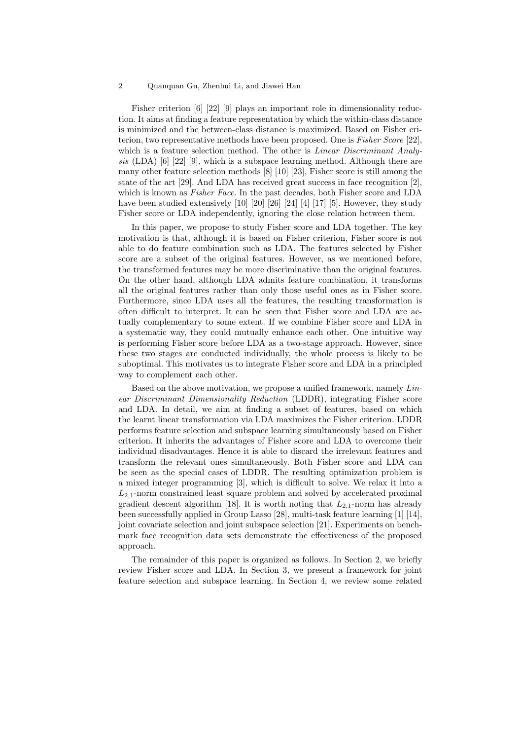Fisher criterion [6] [22] [9] plays an important role in dimensionality reduction. It aims at finding a feature representation by which the within-class distance is minimized and the between-class distance is maximized. Based on Fisher criterion, two representative methods have been proposed. One is *Fisher Score* [22], which is a feature selection method. The other is *Linear Discriminant Analysis* (LDA) [6] [22] [9], which is a subspace learning method. Although there are many other feature selection methods [8] [10] [23], Fisher score is still among the state of the art [29]. And LDA has received great success in face recognition [2], which is known as *Fisher Face*. In the past decades, both Fisher score and LDA have been studied extensively [10] [20] [26] [24] [4] [17] [5]. However, they study Fisher score or LDA independently, ignoring the close relation between them.

In this paper, we propose to study Fisher score and LDA together. The key motivation is that, although it is based on Fisher criterion, Fisher score is not able to do feature combination such as LDA. The features selected by Fisher score are a subset of the original features. However, as we mentioned before, the transformed features may be more discriminative than the original features. On the other hand, although LDA admits feature combination, it transforms all the original features rather than only those useful ones as in Fisher score. Furthermore, since LDA uses all the features, the resulting transformation is often difficult to interpret. It can be seen that Fisher score and LDA are actually complementary to some extent. If we combine Fisher score and LDA in a systematic way, they could mutually enhance each other. One intuitive way is performing Fisher score before LDA as a two-stage approach. However, since these two stages are conducted individually, the whole process is likely to be suboptimal. This motivates us to integrate Fisher score and LDA in a principled way to complement each other.

Based on the above motivation, we propose a unified framework, namely *Linear Discriminant Dimensionality Reduction* (LDDR), integrating Fisher score and LDA. In detail, we aim at finding a subset of features, based on which the learnt linear transformation via LDA maximizes the Fisher criterion. LDDR performs feature selection and subspace learning simultaneously based on Fisher criterion. It inherits the advantages of Fisher score and LDA to overcome their individual disadvantages. Hence it is able to discard the irrelevant features and transform the relevant ones simultaneously. Both Fisher score and LDA can be seen as the special cases of LDDR. The resulting optimization problem is a mixed integer programming [3], which is difficult to solve. We relax it into a $L_{2,1}$-norm constrained least square problem and solved by accelerated proximal gradient descent algorithm [18]. It is worth noting that $L_{2,1}$-norm has already been successfully applied in Group Lasso [28], multi-task feature learning [1] [14], joint covariate selection and joint subspace selection [21]. Experiments on benchmark face recognition data sets demonstrate the effectiveness of the proposed approach.

The remainder of this paper is organized as follows. In Section 2, we briefly review Fisher score and LDA. In Section 3, we present a framework for joint feature selection and subspace learning. In Section 4, we review some related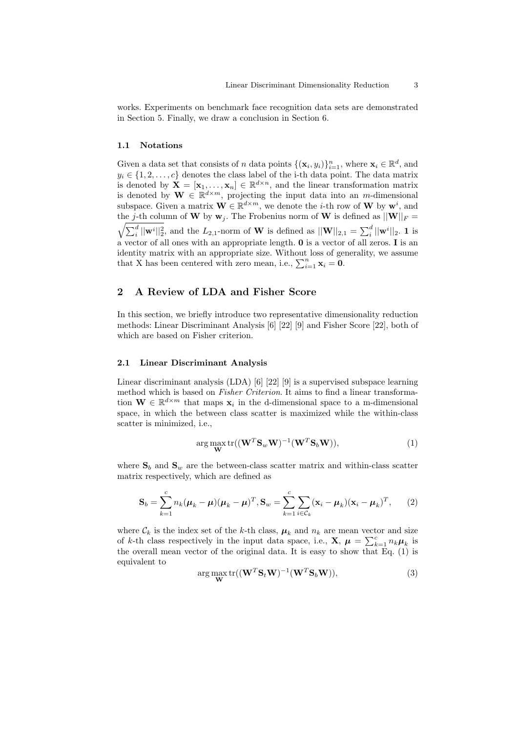works. Experiments on benchmark face recognition data sets are demonstrated in Section 5. Finally, we draw a conclusion in Section 6.

### 1.1 Notations

Given a data set that consists of $n$ data points $\{(\mathbf{x}_i, y_i)\}_{i=1}^n$, where $\mathbf{x}_i \in \mathbb{R}^d$, and $y_i \in \{1, 2, \dots, c\}$ denotes the class label of the i-th data point. The data matrix is denoted by $\mathbf{X} = [\mathbf{x}_1, \dots, \mathbf{x}_n] \in \mathbb{R}^{d \times n}$, and the linear transformation matrix is denoted by $\mathbf{W} \in \mathbb{R}^{d \times m}$, projecting the input data into an $m$-dimensional subspace. Given a matrix $\mathbf{W} \in \mathbb{R}^{d \times m}$, we denote the $i$-th row of $\mathbf{W}$ by $\mathbf{w}^i$, and the $j$-th column of $\mathbf{W}$ by $\mathbf{w}_j$. The Frobenius norm of $\mathbf{W}$ is defined as $||\mathbf{W}||_F = \sqrt{\sum_i^d ||\mathbf{w}^i||_2^2}$, and the $L_{2,1}$-norm of $\mathbf{W}$ is defined as $||\mathbf{W}||_{2,1} = \sum_i^d ||\mathbf{w}^i||_2$. $\mathbf{1}$ is a vector of all ones with an appropriate length. $\mathbf{0}$ is a vector of all zeros. $\mathbf{I}$ is an identity matrix with an appropriate size. Without loss of generality, we assume that X has been centered with zero mean, i.e., $\sum_{i=1}^n \mathbf{x}_i = \mathbf{0}$.

## 2 A Review of LDA and Fisher Score

In this section, we briefly introduce two representative dimensionality reduction methods: Linear Discriminant Analysis [6] [22] [9] and Fisher Score [22], both of which are based on Fisher criterion.

### 2.1 Linear Discriminant Analysis

Linear discriminant analysis (LDA) [6] [22] [9] is a supervised subspace learning method which is based on *Fisher Criterion*. It aims to find a linear transformation $\mathbf{W} \in \mathbb{R}^{d \times m}$ that maps $\mathbf{x}_i$ in the d-dimensional space to a m-dimensional space, in which the between class scatter is maximized while the within-class scatter is minimized, i.e.,

$$\arg\max_{\mathbf{W}} \operatorname{tr}((\mathbf{W}^T \mathbf{S}_w \mathbf{W})^{-1} (\mathbf{W}^T \mathbf{S}_b \mathbf{W})), \tag{1}$$

where $\mathbf{S}_b$ and $\mathbf{S}_w$ are the between-class scatter matrix and within-class scatter matrix respectively, which are defined as

$$\mathbf{S}_b = \sum_{k=1}^c n_k (\boldsymbol{\mu}_k - \boldsymbol{\mu})(\boldsymbol{\mu}_k - \boldsymbol{\mu})^T, \mathbf{S}_w = \sum_{k=1}^c \sum_{i \in \mathcal{C}_k} (\mathbf{x}_i - \boldsymbol{\mu}_k)(\mathbf{x}_i - \boldsymbol{\mu}_k)^T, \tag{2}$$

where $\mathcal{C}_k$ is the index set of the $k$-th class, $\boldsymbol{\mu}_k$ and $n_k$ are mean vector and size of $k$-th class respectively in the input data space, i.e., $\mathbf{X}$, $\boldsymbol{\mu} = \sum_{k=1}^c n_k \boldsymbol{\mu}_k$ is the overall mean vector of the original data. It is easy to show that Eq. (1) is equivalent to

$$\arg\max_{\mathbf{W}} \operatorname{tr}((\mathbf{W}^T \mathbf{S}_t \mathbf{W})^{-1} (\mathbf{W}^T \mathbf{S}_b \mathbf{W})), \tag{3}$$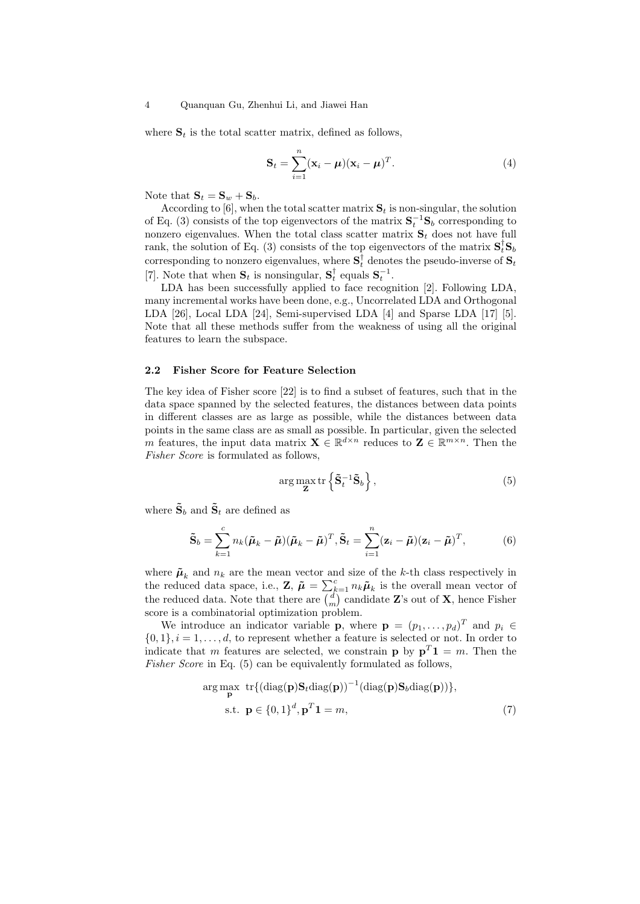where $\mathbf{S}_t$ is the total scatter matrix, defined as follows,

$$\mathbf{S}_t = \sum_{i=1}^{n} (\mathbf{x}_i - \boldsymbol{\mu})(\mathbf{x}_i - \boldsymbol{\mu})^T. \tag{4}$$

Note that $\mathbf{S}_t = \mathbf{S}_w + \mathbf{S}_b$.

According to [6], when the total scatter matrix $\mathbf{S}_t$ is non-singular, the solution of Eq. (3) consists of the top eigenvectors of the matrix $\mathbf{S}_t^{-1}\mathbf{S}_b$ corresponding to nonzero eigenvalues. When the total class scatter matrix $\mathbf{S}_t$ does not have full rank, the solution of Eq. (3) consists of the top eigenvectors of the matrix $\mathbf{S}_t^{\dagger}\mathbf{S}_b$ corresponding to nonzero eigenvalues, where $\mathbf{S}_t^{\dagger}$ denotes the pseudo-inverse of $\mathbf{S}_t$ [7]. Note that when $\mathbf{S}_t$ is nonsingular, $\mathbf{S}_t^{\dagger}$ equals $\mathbf{S}_t^{-1}$.

LDA has been successfully applied to face recognition [2]. Following LDA, many incremental works have been done, e.g., Uncorrelated LDA and Orthogonal LDA [26], Local LDA [24], Semi-supervised LDA [4] and Sparse LDA [17] [5]. Note that all these methods suffer from the weakness of using all the original features to learn the subspace.

### 2.2 Fisher Score for Feature Selection

The key idea of Fisher score [22] is to find a subset of features, such that in the data space spanned by the selected features, the distances between data points in different classes are as large as possible, while the distances between data points in the same class are as small as possible. In particular, given the selected $m$ features, the input data matrix $\mathbf{X} \in \mathbb{R}^{d \times n}$ reduces to $\mathbf{Z} \in \mathbb{R}^{m \times n}$. Then the *Fisher Score* is formulated as follows,

$$\arg\max_{\mathbf{Z}} \operatorname{tr}\left\{\tilde{\mathbf{S}}_t^{-1}\tilde{\mathbf{S}}_b\right\}, \tag{5}$$

where $\tilde{\mathbf{S}}_b$ and $\tilde{\mathbf{S}}_t$ are defined as

$$\tilde{\mathbf{S}}_b = \sum_{k=1}^{c} n_k(\tilde{\boldsymbol{\mu}}_k - \tilde{\boldsymbol{\mu}})(\tilde{\boldsymbol{\mu}}_k - \tilde{\boldsymbol{\mu}})^T, \tilde{\mathbf{S}}_t = \sum_{i=1}^{n} (\mathbf{z}_i - \tilde{\boldsymbol{\mu}})(\mathbf{z}_i - \tilde{\boldsymbol{\mu}})^T, \tag{6}$$

where $\tilde{\boldsymbol{\mu}}_k$ and $n_k$ are the mean vector and size of the $k$-th class respectively in the reduced data space, i.e., $\mathbf{Z}$, $\tilde{\boldsymbol{\mu}} = \sum_{k=1}^{c} n_k \tilde{\boldsymbol{\mu}}_k$ is the overall mean vector of the reduced data. Note that there are $\binom{d}{m}$ candidate $\mathbf{Z}$'s out of $\mathbf{X}$, hence Fisher score is a combinatorial optimization problem.

We introduce an indicator variable $\mathbf{p}$, where $\mathbf{p} = (p_1, \ldots, p_d)^T$ and $p_i \in \{0, 1\}, i = 1, \ldots, d$, to represent whether a feature is selected or not. In order to indicate that $m$ features are selected, we constrain $\mathbf{p}$ by $\mathbf{p}^T\mathbf{1} = m$. Then the *Fisher Score* in Eq. (5) can be equivalently formulated as follows,

$$\begin{aligned} \arg\max_{\mathbf{p}} \ & \operatorname{tr}\{(\operatorname{diag}(\mathbf{p})\mathbf{S}_t\operatorname{diag}(\mathbf{p}))^{-1}(\operatorname{diag}(\mathbf{p})\mathbf{S}_b\operatorname{diag}(\mathbf{p}))\}, \\ \text{s.t.} \ & \mathbf{p} \in \{0, 1\}^d, \mathbf{p}^T\mathbf{1} = m, \end{aligned} \tag{7}$$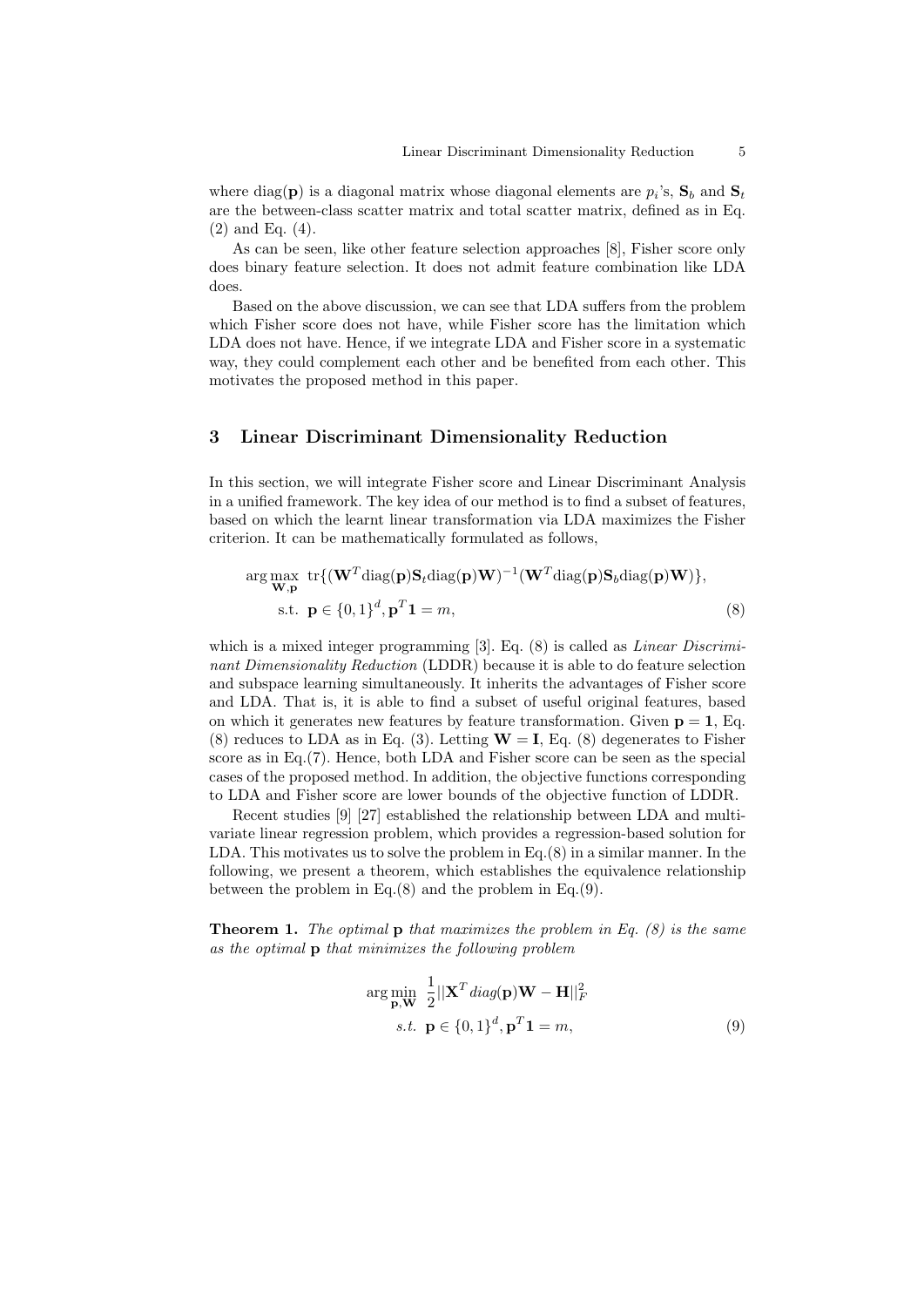where $\text{diag}(\mathbf{p})$ is a diagonal matrix whose diagonal elements are $p_i$'s, $\mathbf{S}_b$ and $\mathbf{S}_t$ are the between-class scatter matrix and total scatter matrix, defined as in Eq. (2) and Eq. (4).

As can be seen, like other feature selection approaches [8], Fisher score only does binary feature selection. It does not admit feature combination like LDA does.

Based on the above discussion, we can see that LDA suffers from the problem which Fisher score does not have, while Fisher score has the limitation which LDA does not have. Hence, if we integrate LDA and Fisher score in a systematic way, they could complement each other and be benefited from each other. This motivates the proposed method in this paper.

## 3 Linear Discriminant Dimensionality Reduction

In this section, we will integrate Fisher score and Linear Discriminant Analysis in a unified framework. The key idea of our method is to find a subset of features, based on which the learnt linear transformation via LDA maximizes the Fisher criterion. It can be mathematically formulated as follows,

$$\begin{aligned}
\arg\max_{\mathbf{W},\mathbf{p}} \ & \text{tr}\{(\mathbf{W}^T\text{diag}(\mathbf{p})\mathbf{S}_t\text{diag}(\mathbf{p})\mathbf{W})^{-1}(\mathbf{W}^T\text{diag}(\mathbf{p})\mathbf{S}_b\text{diag}(\mathbf{p})\mathbf{W})\}, \\
\text{s.t.} \ & \mathbf{p} \in \{0,1\}^d, \mathbf{p}^T\mathbf{1} = m,
\end{aligned} \tag{8}$$

which is a mixed integer programming [3]. Eq. (8) is called as *Linear Discriminant Dimensionality Reduction* (LDDR) because it is able to do feature selection and subspace learning simultaneously. It inherits the advantages of Fisher score and LDA. That is, it is able to find a subset of useful original features, based on which it generates new features by feature transformation. Given $\mathbf{p} = \mathbf{1}$, Eq. (8) reduces to LDA as in Eq. (3). Letting $\mathbf{W} = \mathbf{I}$, Eq. (8) degenerates to Fisher score as in Eq.(7). Hence, both LDA and Fisher score can be seen as the special cases of the proposed method. In addition, the objective functions corresponding to LDA and Fisher score are lower bounds of the objective function of LDDR.

Recent studies [9] [27] established the relationship between LDA and multivariate linear regression problem, which provides a regression-based solution for LDA. This motivates us to solve the problem in Eq.(8) in a similar manner. In the following, we present a theorem, which establishes the equivalence relationship between the problem in Eq.(8) and the problem in Eq.(9).

**Theorem 1.** *The optimal* $\mathbf{p}$ *that maximizes the problem in Eq. (8) is the same as the optimal* $\mathbf{p}$ *that minimizes the following problem*

$$\begin{aligned}
\arg\min_{\mathbf{p},\mathbf{W}} \ & \frac{1}{2}||\mathbf{X}^T diag(\mathbf{p})\mathbf{W} - \mathbf{H}||_F^2 \\
s.t. \ & \mathbf{p} \in \{0,1\}^d, \mathbf{p}^T\mathbf{1} = m,
\end{aligned} \tag{9}$$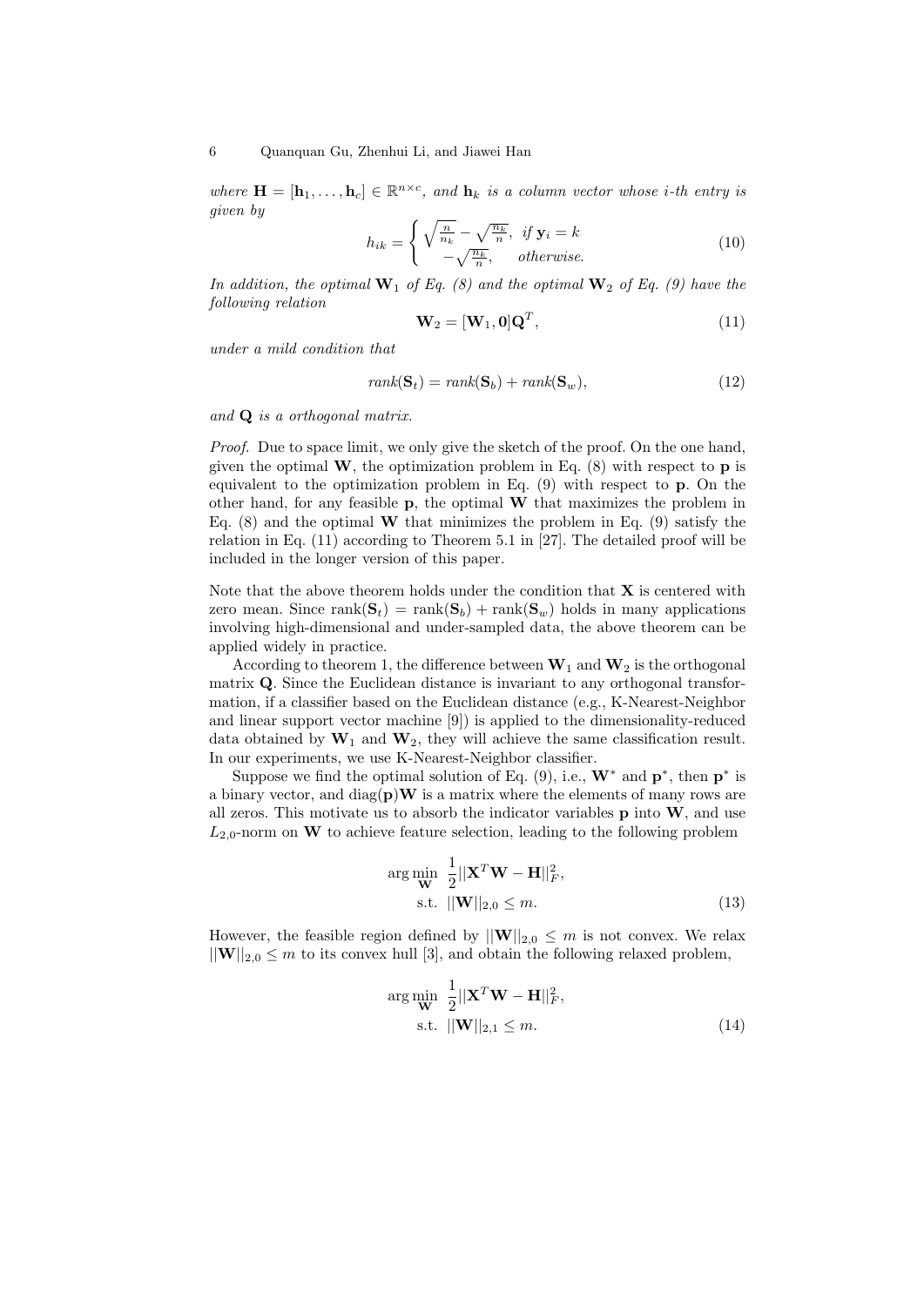*where* $\mathbf{H} = [\mathbf{h}_1, \ldots, \mathbf{h}_c] \in \mathbb{R}^{n \times c}$*, and* $\mathbf{h}_k$ *is a column vector whose* $i$*-th entry is given by*

$$h_{ik} = \begin{cases} \sqrt{\frac{n}{n_k}} - \sqrt{\frac{n_k}{n}}, & \text{if } \mathbf{y}_i = k \\ -\sqrt{\frac{n_k}{n}}, & \text{otherwise.} \end{cases} \tag{10}$$

*In addition, the optimal* $\mathbf{W}_1$ *of Eq. (8) and the optimal* $\mathbf{W}_2$ *of Eq. (9) have the following relation*

$$\mathbf{W}_2 = [\mathbf{W}_1, \mathbf{0}]\mathbf{Q}^T, \tag{11}$$

*under a mild condition that*

$$rank(\mathbf{S}_t) = rank(\mathbf{S}_b) + rank(\mathbf{S}_w), \tag{12}$$

*and* $\mathbf{Q}$ *is a orthogonal matrix.*

*Proof.* Due to space limit, we only give the sketch of the proof. On the one hand, given the optimal $\mathbf{W}$, the optimization problem in Eq. (8) with respect to $\mathbf{p}$ is equivalent to the optimization problem in Eq. (9) with respect to $\mathbf{p}$. On the other hand, for any feasible $\mathbf{p}$, the optimal $\mathbf{W}$ that maximizes the problem in Eq. (8) and the optimal $\mathbf{W}$ that minimizes the problem in Eq. (9) satisfy the relation in Eq. (11) according to Theorem 5.1 in [27]. The detailed proof will be included in the longer version of this paper.

Note that the above theorem holds under the condition that $\mathbf{X}$ is centered with zero mean. Since $\text{rank}(\mathbf{S}_t) = \text{rank}(\mathbf{S}_b) + \text{rank}(\mathbf{S}_w)$ holds in many applications involving high-dimensional and under-sampled data, the above theorem can be applied widely in practice.

According to theorem 1, the difference between $\mathbf{W}_1$ and $\mathbf{W}_2$ is the orthogonal matrix $\mathbf{Q}$. Since the Euclidean distance is invariant to any orthogonal transformation, if a classifier based on the Euclidean distance (e.g., K-Nearest-Neighbor and linear support vector machine [9]) is applied to the dimensionality-reduced data obtained by $\mathbf{W}_1$ and $\mathbf{W}_2$, they will achieve the same classification result. In our experiments, we use K-Nearest-Neighbor classifier.

Suppose we find the optimal solution of Eq. (9), i.e., $\mathbf{W}^*$ and $\mathbf{p}^*$, then $\mathbf{p}^*$ is a binary vector, and $\text{diag}(\mathbf{p})\mathbf{W}$ is a matrix where the elements of many rows are all zeros. This motivate us to absorb the indicator variables $\mathbf{p}$ into $\mathbf{W}$, and use $L_{2,0}$-norm on $\mathbf{W}$ to achieve feature selection, leading to the following problem

$$\begin{aligned} \arg\min_{\mathbf{W}} \ & \frac{1}{2}||\mathbf{X}^T\mathbf{W} - \mathbf{H}||_F^2, \\ \text{s.t.} \ & ||\mathbf{W}||_{2,0} \leq m. \end{aligned} \tag{13}$$

However, the feasible region defined by $||\mathbf{W}||_{2,0} \leq m$ is not convex. We relax $||\mathbf{W}||_{2,0} \leq m$ to its convex hull [3], and obtain the following relaxed problem,

$$\begin{aligned} \arg\min_{\mathbf{W}} \ & \frac{1}{2}||\mathbf{X}^T\mathbf{W} - \mathbf{H}||_F^2, \\ \text{s.t.} \ & ||\mathbf{W}||_{2,1} \leq m. \end{aligned} \tag{14}$$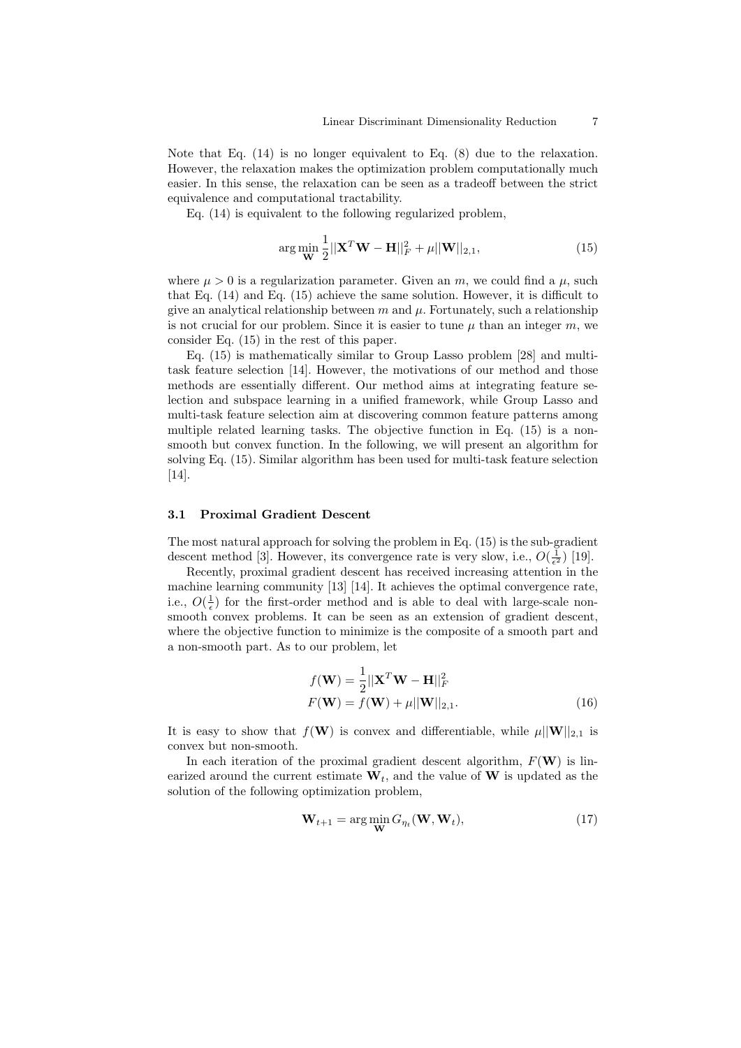Note that Eq. (14) is no longer equivalent to Eq. (8) due to the relaxation. However, the relaxation makes the optimization problem computationally much easier. In this sense, the relaxation can be seen as a tradeoff between the strict equivalence and computational tractability.

Eq. (14) is equivalent to the following regularized problem,

$$\arg\min_{\mathbf{W}} \frac{1}{2}||\mathbf{X}^T\mathbf{W} - \mathbf{H}||_F^2 + \mu||\mathbf{W}||_{2,1}, \tag{15}$$

where $\mu > 0$ is a regularization parameter. Given an $m$, we could find a $\mu$, such that Eq. (14) and Eq. (15) achieve the same solution. However, it is difficult to give an analytical relationship between $m$ and $\mu$. Fortunately, such a relationship is not crucial for our problem. Since it is easier to tune $\mu$ than an integer $m$, we consider Eq. (15) in the rest of this paper.

Eq. (15) is mathematically similar to Group Lasso problem [28] and multi-task feature selection [14]. However, the motivations of our method and those methods are essentially different. Our method aims at integrating feature selection and subspace learning in a unified framework, while Group Lasso and multi-task feature selection aim at discovering common feature patterns among multiple related learning tasks. The objective function in Eq. (15) is a non-smooth but convex function. In the following, we will present an algorithm for solving Eq. (15). Similar algorithm has been used for multi-task feature selection [14].

### 3.1 Proximal Gradient Descent

The most natural approach for solving the problem in Eq. (15) is the sub-gradient descent method [3]. However, its convergence rate is very slow, i.e., $O(\frac{1}{\epsilon^2})$ [19].

Recently, proximal gradient descent has received increasing attention in the machine learning community [13] [14]. It achieves the optimal convergence rate, i.e., $O(\frac{1}{\epsilon})$ for the first-order method and is able to deal with large-scale non-smooth convex problems. It can be seen as an extension of gradient descent, where the objective function to minimize is the composite of a smooth part and a non-smooth part. As to our problem, let

$$\begin{aligned} f(\mathbf{W}) &= \frac{1}{2}||\mathbf{X}^T\mathbf{W} - \mathbf{H}||_F^2 \\ F(\mathbf{W}) &= f(\mathbf{W}) + \mu||\mathbf{W}||_{2,1}. \end{aligned} \tag{16}$$

It is easy to show that $f(\mathbf{W})$ is convex and differentiable, while $\mu||\mathbf{W}||_{2,1}$ is convex but non-smooth.

In each iteration of the proximal gradient descent algorithm, $F(\mathbf{W})$ is linearized around the current estimate $\mathbf{W}_t$, and the value of $\mathbf{W}$ is updated as the solution of the following optimization problem,

$$\mathbf{W}_{t+1} = \arg\min_{\mathbf{W}} G_{\eta_t}(\mathbf{W}, \mathbf{W}_t), \tag{17}$$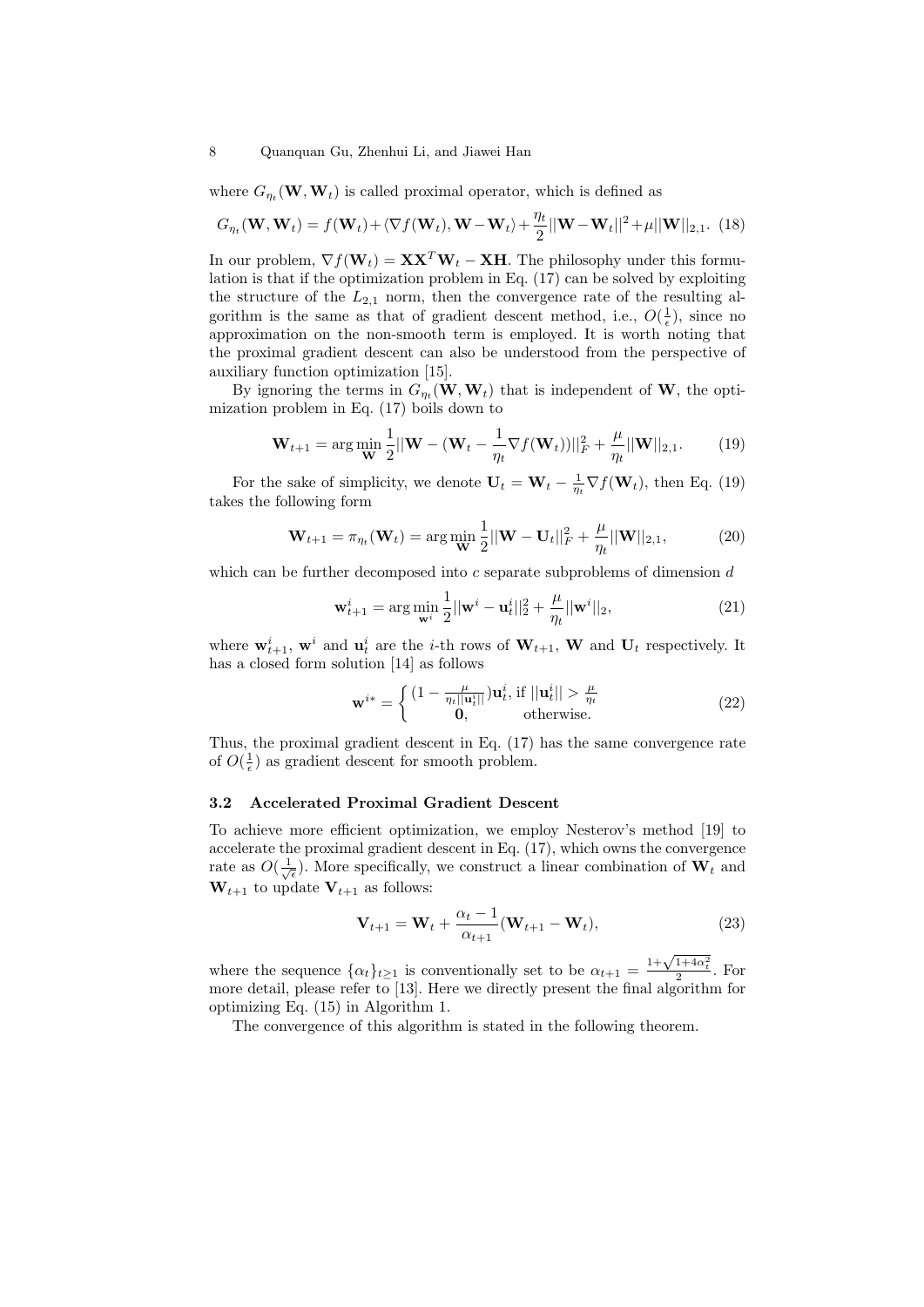where $G_{\eta_t}(\mathbf{W}, \mathbf{W}_t)$ is called proximal operator, which is defined as

$$G_{\eta_t}(\mathbf{W}, \mathbf{W}_t) = f(\mathbf{W}_t) + \langle \nabla f(\mathbf{W}_t), \mathbf{W} - \mathbf{W}_t \rangle + \frac{\eta_t}{2} ||\mathbf{W} - \mathbf{W}_t||^2 + \mu ||\mathbf{W}||_{2,1}. \quad (18)$$

In our problem, $\nabla f(\mathbf{W}_t) = \mathbf{X}\mathbf{X}^T \mathbf{W}_t - \mathbf{X}\mathbf{H}$. The philosophy under this formulation is that if the optimization problem in Eq. (17) can be solved by exploiting the structure of the $L_{2,1}$ norm, then the convergence rate of the resulting algorithm is the same as that of gradient descent method, i.e., $O(\frac{1}{\epsilon})$, since no approximation on the non-smooth term is employed. It is worth noting that the proximal gradient descent can also be understood from the perspective of auxiliary function optimization [15].

By ignoring the terms in $G_{\eta_t}(\mathbf{W}, \mathbf{W}_t)$ that is independent of $\mathbf{W}$, the optimization problem in Eq. (17) boils down to

$$\mathbf{W}_{t+1} = \arg\min_{\mathbf{W}} \frac{1}{2} ||\mathbf{W} - (\mathbf{W}_t - \frac{1}{\eta_t} \nabla f(\mathbf{W}_t))||_F^2 + \frac{\mu}{\eta_t} ||\mathbf{W}||_{2,1}. \quad (19)$$

For the sake of simplicity, we denote $\mathbf{U}_t = \mathbf{W}_t - \frac{1}{\eta_t} \nabla f(\mathbf{W}_t)$, then Eq. (19) takes the following form

$$\mathbf{W}_{t+1} = \pi_{\eta_t}(\mathbf{W}_t) = \arg\min_{\mathbf{W}} \frac{1}{2} ||\mathbf{W} - \mathbf{U}_t||_F^2 + \frac{\mu}{\eta_t} ||\mathbf{W}||_{2,1}, \quad (20)$$

which can be further decomposed into $c$ separate subproblems of dimension $d$

$$\mathbf{w}_{t+1}^i = \arg\min_{\mathbf{w}^i} \frac{1}{2} ||\mathbf{w}^i - \mathbf{u}_t^i||_2^2 + \frac{\mu}{\eta_t} ||\mathbf{w}^i||_2, \quad (21)$$

where $\mathbf{w}_{t+1}^i$, $\mathbf{w}^i$ and $\mathbf{u}_t^i$ are the $i$-th rows of $\mathbf{W}_{t+1}$, $\mathbf{W}$ and $\mathbf{U}_t$ respectively. It has a closed form solution [14] as follows

$$\mathbf{w}^{i*} = \begin{cases} (1 - \frac{\mu}{\eta_t ||\mathbf{u}_t^i||}) \mathbf{u}_t^i, & \text{if } ||\mathbf{u}_t^i|| > \frac{\mu}{\eta_t} \\ \mathbf{0}, & \text{otherwise.} \end{cases} \quad (22)$$

Thus, the proximal gradient descent in Eq. (17) has the same convergence rate of $O(\frac{1}{\epsilon})$ as gradient descent for smooth problem.

### 3.2 Accelerated Proximal Gradient Descent

To achieve more efficient optimization, we employ Nesterov's method [19] to accelerate the proximal gradient descent in Eq. (17), which owns the convergence rate as $O(\frac{1}{\sqrt{\epsilon}})$. More specifically, we construct a linear combination of $\mathbf{W}_t$ and $\mathbf{W}_{t+1}$ to update $\mathbf{V}_{t+1}$ as follows:

$$\mathbf{V}_{t+1} = \mathbf{W}_t + \frac{\alpha_t - 1}{\alpha_{t+1}} (\mathbf{W}_{t+1} - \mathbf{W}_t), \quad (23)$$

where the sequence $\{\alpha_t\}_{t \geq 1}$ is conventionally set to be $\alpha_{t+1} = \frac{1 + \sqrt{1 + 4\alpha_t^2}}{2}$. For more detail, please refer to [13]. Here we directly present the final algorithm for optimizing Eq. (15) in Algorithm 1.

The convergence of this algorithm is stated in the following theorem.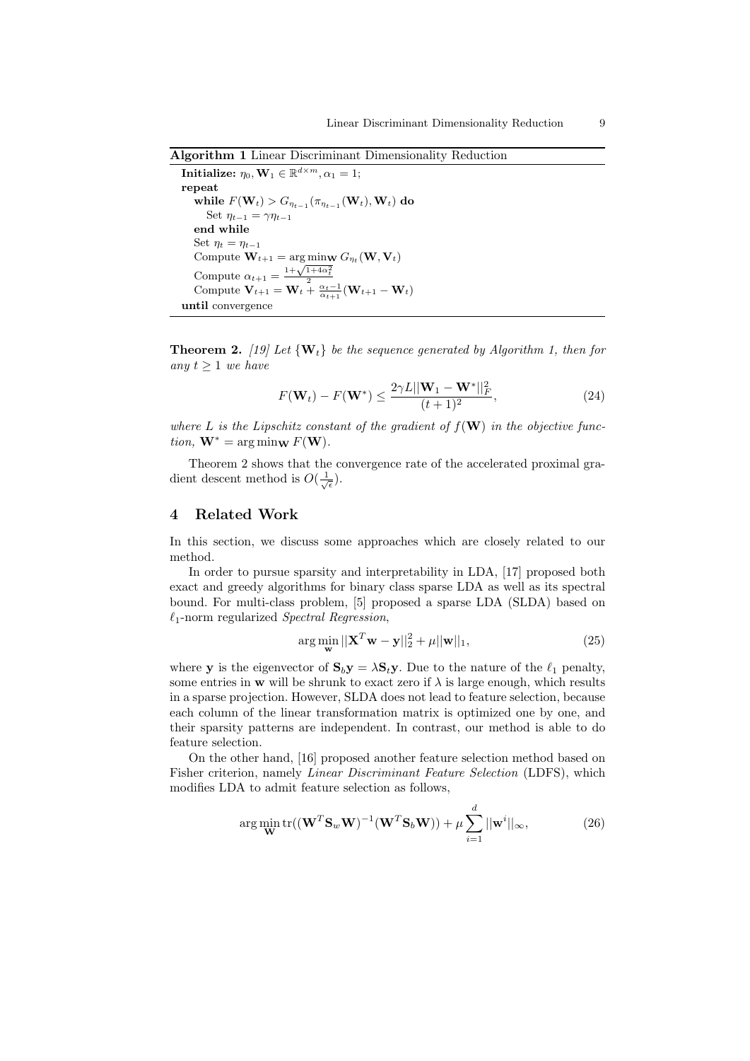**Algorithm 1** Linear Discriminant Dimensionality Reduction

```
Initialize: η_0, W_1 ∈ R^{d×m}, α_1 = 1;
repeat
  while F(W_t) > G_{η_{t-1}}(π_{η_{t-1}}(W_t), W_t) do
    Set η_{t-1} = γη_{t-1}
  end while
  Set η_t = η_{t-1}
  Compute W_{t+1} = arg min_W G_{η_t}(W, V_t)
  Compute α_{t+1} = (1 + sqrt(1 + 4α_t^2)) / 2
  Compute V_{t+1} = W_t + ((α_t - 1)/α_{t+1})(W_{t+1} - W_t)
until convergence
```

**Theorem 2.** *[19] Let $\{\mathbf{W}_t\}$ be the sequence generated by Algorithm 1, then for any $t \geq 1$ we have*

$$F(\mathbf{W}_t) - F(\mathbf{W}^*) \leq \frac{2\gamma L ||\mathbf{W}_1 - \mathbf{W}^*||_F^2}{(t+1)^2}, \tag{24}$$

*where $L$ is the Lipschitz constant of the gradient of $f(\mathbf{W})$ in the objective function, $\mathbf{W}^* = \arg\min_{\mathbf{W}} F(\mathbf{W})$.*

Theorem 2 shows that the convergence rate of the accelerated proximal gradient descent method is $O(\frac{1}{\sqrt{\epsilon}})$.

## 4 Related Work

In this section, we discuss some approaches which are closely related to our method.

In order to pursue sparsity and interpretability in LDA, [17] proposed both exact and greedy algorithms for binary class sparse LDA as well as its spectral bound. For multi-class problem, [5] proposed a sparse LDA (SLDA) based on $\ell_1$-norm regularized *Spectral Regression*,

$$\arg\min_{\mathbf{w}} ||\mathbf{X}^T\mathbf{w} - \mathbf{y}||_2^2 + \mu||\mathbf{w}||_1, \tag{25}$$

where $\mathbf{y}$ is the eigenvector of $\mathbf{S}_b\mathbf{y} = \lambda\mathbf{S}_t\mathbf{y}$. Due to the nature of the $\ell_1$ penalty, some entries in $\mathbf{w}$ will be shrunk to exact zero if $\lambda$ is large enough, which results in a sparse projection. However, SLDA does not lead to feature selection, because each column of the linear transformation matrix is optimized one by one, and their sparsity patterns are independent. In contrast, our method is able to do feature selection.

On the other hand, [16] proposed another feature selection method based on Fisher criterion, namely *Linear Discriminant Feature Selection* (LDFS), which modifies LDA to admit feature selection as follows,

$$\arg\min_{\mathbf{W}} \mathrm{tr}((\mathbf{W}^T\mathbf{S}_w\mathbf{W})^{-1}(\mathbf{W}^T\mathbf{S}_b\mathbf{W})) + \mu\sum_{i=1}^{d}||\mathbf{w}^i||_\infty, \tag{26}$$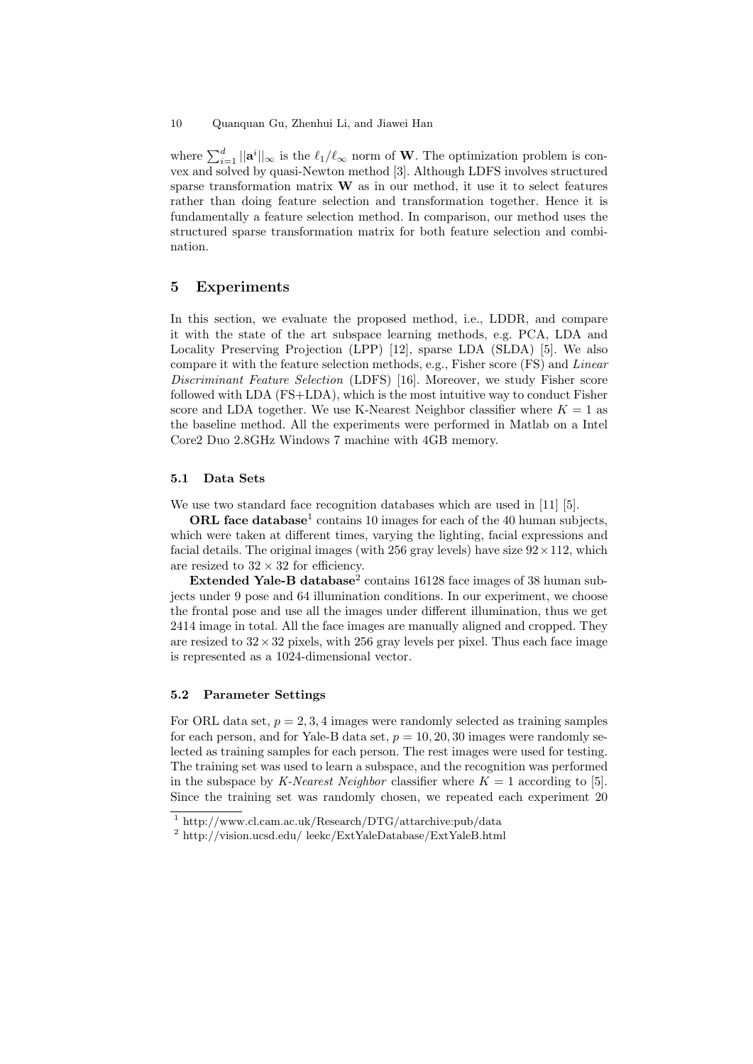where $\sum_{i=1}^{d} ||\mathbf{a}^i||_\infty$ is the $\ell_1/\ell_\infty$ norm of $\mathbf{W}$. The optimization problem is convex and solved by quasi-Newton method [3]. Although LDFS involves structured sparse transformation matrix $\mathbf{W}$ as in our method, it use it to select features rather than doing feature selection and transformation together. Hence it is fundamentally a feature selection method. In comparison, our method uses the structured sparse transformation matrix for both feature selection and combination.

## 5 Experiments

In this section, we evaluate the proposed method, i.e., LDDR, and compare it with the state of the art subspace learning methods, e.g. PCA, LDA and Locality Preserving Projection (LPP) [12], sparse LDA (SLDA) [5]. We also compare it with the feature selection methods, e.g., Fisher score (FS) and *Linear Discriminant Feature Selection* (LDFS) [16]. Moreover, we study Fisher score followed with LDA (FS+LDA), which is the most intuitive way to conduct Fisher score and LDA together. We use K-Nearest Neighbor classifier where $K = 1$ as the baseline method. All the experiments were performed in Matlab on a Intel Core2 Duo 2.8GHz Windows 7 machine with 4GB memory.

### 5.1 Data Sets

We use two standard face recognition databases which are used in [11] [5].

**ORL face database**[1] contains 10 images for each of the 40 human subjects, which were taken at different times, varying the lighting, facial expressions and facial details. The original images (with 256 gray levels) have size $92 \times 112$, which are resized to $32 \times 32$ for efficiency.

**Extended Yale-B database**[2] contains 16128 face images of 38 human subjects under 9 pose and 64 illumination conditions. In our experiment, we choose the frontal pose and use all the images under different illumination, thus we get 2414 image in total. All the face images are manually aligned and cropped. They are resized to $32 \times 32$ pixels, with 256 gray levels per pixel. Thus each face image is represented as a 1024-dimensional vector.

### 5.2 Parameter Settings

For ORL data set, $p = 2, 3, 4$ images were randomly selected as training samples for each person, and for Yale-B data set, $p = 10, 20, 30$ images were randomly selected as training samples for each person. The rest images were used for testing. The training set was used to learn a subspace, and the recognition was performed in the subspace by *K-Nearest Neighbor* classifier where $K = 1$ according to [5]. Since the training set was randomly chosen, we repeated each experiment 20

[1] http://www.cl.cam.ac.uk/Research/DTG/attarchive:pub/data

[2] http://vision.ucsd.edu/ leekc/ExtYaleDatabase/ExtYaleB.html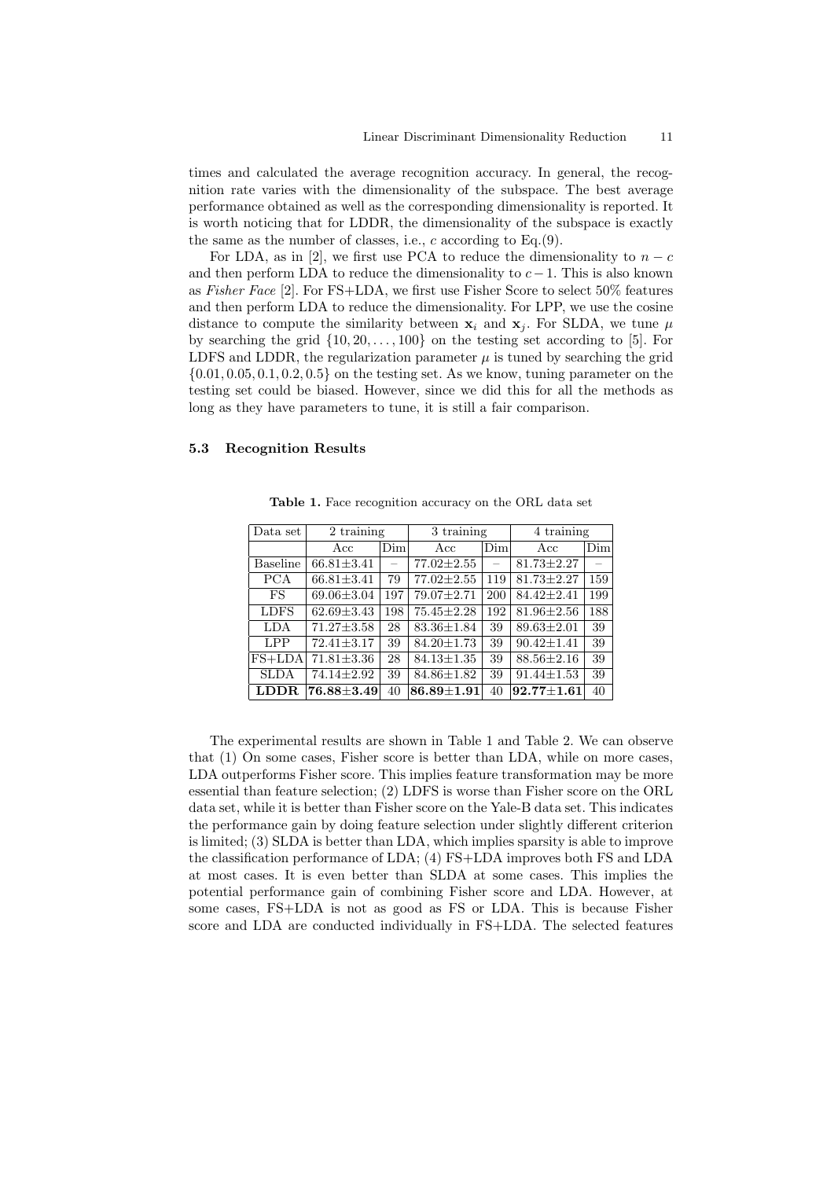times and calculated the average recognition accuracy. In general, the recognition rate varies with the dimensionality of the subspace. The best average performance obtained as well as the corresponding dimensionality is reported. It is worth noticing that for LDDR, the dimensionality of the subspace is exactly the same as the number of classes, i.e., $c$ according to Eq.(9).

For LDA, as in [2], we first use PCA to reduce the dimensionality to $n - c$ and then perform LDA to reduce the dimensionality to $c - 1$. This is also known as *Fisher Face* [2]. For FS+LDA, we first use Fisher Score to select 50% features and then perform LDA to reduce the dimensionality. For LPP, we use the cosine distance to compute the similarity between $\mathbf{x}_i$ and $\mathbf{x}_j$. For SLDA, we tune $\mu$ by searching the grid $\{10, 20, \ldots, 100\}$ on the testing set according to [5]. For LDFS and LDDR, the regularization parameter $\mu$ is tuned by searching the grid $\{0.01, 0.05, 0.1, 0.2, 0.5\}$ on the testing set. As we know, tuning parameter on the testing set could be biased. However, since we did this for all the methods as long as they have parameters to tune, it is still a fair comparison.

### 5.3 Recognition Results

**Table 1.** Face recognition accuracy on the ORL data set

| Data set | 2 training | | 3 training | | 4 training | |
|---|---|---|---|---|---|---|
| | Acc | Dim | Acc | Dim | Acc | Dim |
| Baseline | 66.81±3.41 | – | 77.02±2.55 | – | 81.73±2.27 | – |
| PCA | 66.81±3.41 | 79 | 77.02±2.55 | 119 | 81.73±2.27 | 159 |
| FS | 69.06±3.04 | 197 | 79.07±2.71 | 200 | 84.42±2.41 | 199 |
| LDFS | 62.69±3.43 | 198 | 75.45±2.28 | 192 | 81.96±2.56 | 188 |
| LDA | 71.27±3.58 | 28 | 83.36±1.84 | 39 | 89.63±2.01 | 39 |
| LPP | 72.41±3.17 | 39 | 84.20±1.73 | 39 | 90.42±1.41 | 39 |
| FS+LDA | 71.81±3.36 | 28 | 84.13±1.35 | 39 | 88.56±2.16 | 39 |
| SLDA | 74.14±2.92 | 39 | 84.86±1.82 | 39 | 91.44±1.53 | 39 |
| **LDDR** | **76.88±3.49** | 40 | **86.89±1.91** | 40 | **92.77±1.61** | 40 |

The experimental results are shown in Table 1 and Table 2. We can observe that (1) On some cases, Fisher score is better than LDA, while on more cases, LDA outperforms Fisher score. This implies feature transformation may be more essential than feature selection; (2) LDFS is worse than Fisher score on the ORL data set, while it is better than Fisher score on the Yale-B data set. This indicates the performance gain by doing feature selection under slightly different criterion is limited; (3) SLDA is better than LDA, which implies sparsity is able to improve the classification performance of LDA; (4) FS+LDA improves both FS and LDA at most cases. It is even better than SLDA at some cases. This implies the potential performance gain of combining Fisher score and LDA. However, at some cases, FS+LDA is not as good as FS or LDA. This is because Fisher score and LDA are conducted individually in FS+LDA. The selected features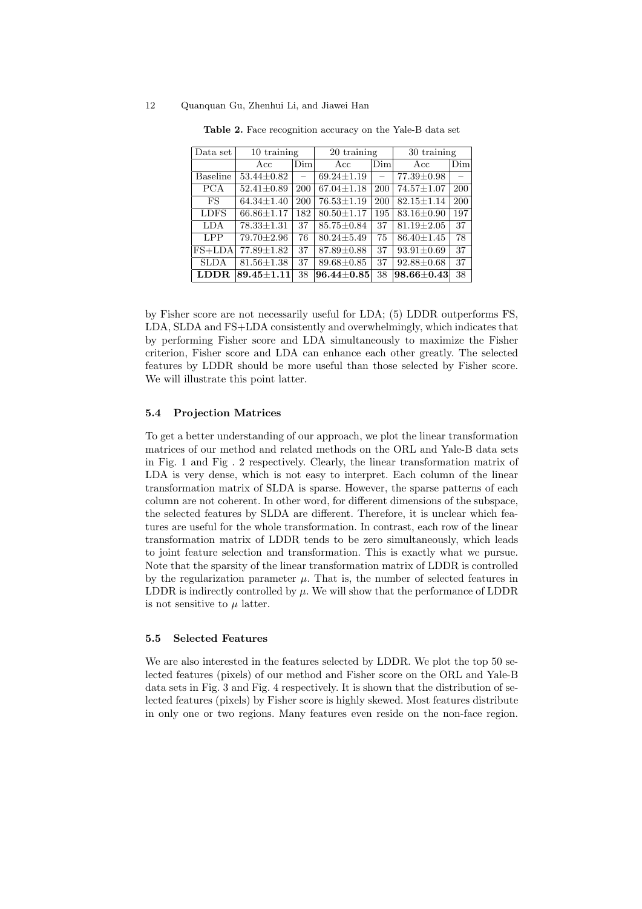**Table 2.** Face recognition accuracy on the Yale-B data set

| Data set | 10 training | | 20 training | | 30 training | |
|---|---|---|---|---|---|---|
| | Acc | Dim | Acc | Dim | Acc | Dim |
| Baseline | 53.44±0.82 | – | 69.24±1.19 | – | 77.39±0.98 | – |
| PCA | 52.41±0.89 | 200 | 67.04±1.18 | 200 | 74.57±1.07 | 200 |
| FS | 64.34±1.40 | 200 | 76.53±1.19 | 200 | 82.15±1.14 | 200 |
| LDFS | 66.86±1.17 | 182 | 80.50±1.17 | 195 | 83.16±0.90 | 197 |
| LDA | 78.33±1.31 | 37 | 85.75±0.84 | 37 | 81.19±2.05 | 37 |
| LPP | 79.70±2.96 | 76 | 80.24±5.49 | 75 | 86.40±1.45 | 78 |
| FS+LDA | 77.89±1.82 | 37 | 87.89±0.88 | 37 | 93.91±0.69 | 37 |
| SLDA | 81.56±1.38 | 37 | 89.68±0.85 | 37 | 92.88±0.68 | 37 |
| **LDDR** | **89.45±1.11** | 38 | **96.44±0.85** | 38 | **98.66±0.43** | 38 |

by Fisher score are not necessarily useful for LDA; (5) LDDR outperforms FS, LDA, SLDA and FS+LDA consistently and overwhelmingly, which indicates that by performing Fisher score and LDA simultaneously to maximize the Fisher criterion, Fisher score and LDA can enhance each other greatly. The selected features by LDDR should be more useful than those selected by Fisher score. We will illustrate this point latter.

### 5.4 Projection Matrices

To get a better understanding of our approach, we plot the linear transformation matrices of our method and related methods on the ORL and Yale-B data sets in Fig. 1 and Fig . 2 respectively. Clearly, the linear transformation matrix of LDA is very dense, which is not easy to interpret. Each column of the linear transformation matrix of SLDA is sparse. However, the sparse patterns of each column are not coherent. In other word, for different dimensions of the subspace, the selected features by SLDA are different. Therefore, it is unclear which features are useful for the whole transformation. In contrast, each row of the linear transformation matrix of LDDR tends to be zero simultaneously, which leads to joint feature selection and transformation. This is exactly what we pursue. Note that the sparsity of the linear transformation matrix of LDDR is controlled by the regularization parameter $\mu$. That is, the number of selected features in LDDR is indirectly controlled by $\mu$. We will show that the performance of LDDR is not sensitive to $\mu$ latter.

### 5.5 Selected Features

We are also interested in the features selected by LDDR. We plot the top 50 selected features (pixels) of our method and Fisher score on the ORL and Yale-B data sets in Fig. 3 and Fig. 4 respectively. It is shown that the distribution of selected features (pixels) by Fisher score is highly skewed. Most features distribute in only one or two regions. Many features even reside on the non-face region.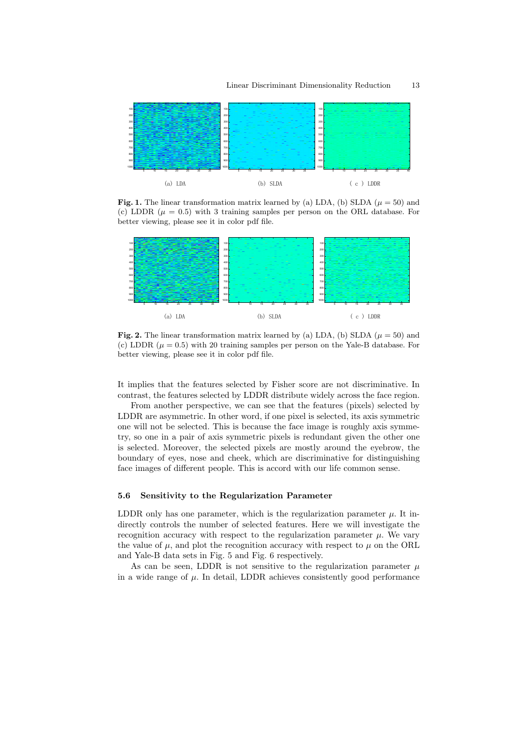(a) LDA (b) SLDA ( c ) LDDR

**Fig. 1.** The linear transformation matrix learned by (a) LDA, (b) SLDA ($\mu = 50$) and (c) LDDR ($\mu = 0.5$) with 3 training samples per person on the ORL database. For better viewing, please see it in color pdf file.

(a) LDA (b) SLDA ( c ) LDDR

**Fig. 2.** The linear transformation matrix learned by (a) LDA, (b) SLDA ($\mu = 50$) and (c) LDDR ($\mu = 0.5$) with 20 training samples per person on the Yale-B database. For better viewing, please see it in color pdf file.

It implies that the features selected by Fisher score are not discriminative. In contrast, the features selected by LDDR distribute widely across the face region.

From another perspective, we can see that the features (pixels) selected by LDDR are asymmetric. In other word, if one pixel is selected, its axis symmetric one will not be selected. This is because the face image is roughly axis symmetry, so one in a pair of axis symmetric pixels is redundant given the other one is selected. Moreover, the selected pixels are mostly around the eyebrow, the boundary of eyes, nose and cheek, which are discriminative for distinguishing face images of different people. This is accord with our life common sense.

### 5.6 Sensitivity to the Regularization Parameter

LDDR only has one parameter, which is the regularization parameter $\mu$. It indirectly controls the number of selected features. Here we will investigate the recognition accuracy with respect to the regularization parameter $\mu$. We vary the value of $\mu$, and plot the recognition accuracy with respect to $\mu$ on the ORL and Yale-B data sets in Fig. 5 and Fig. 6 respectively.

As can be seen, LDDR is not sensitive to the regularization parameter $\mu$ in a wide range of $\mu$. In detail, LDDR achieves consistently good performance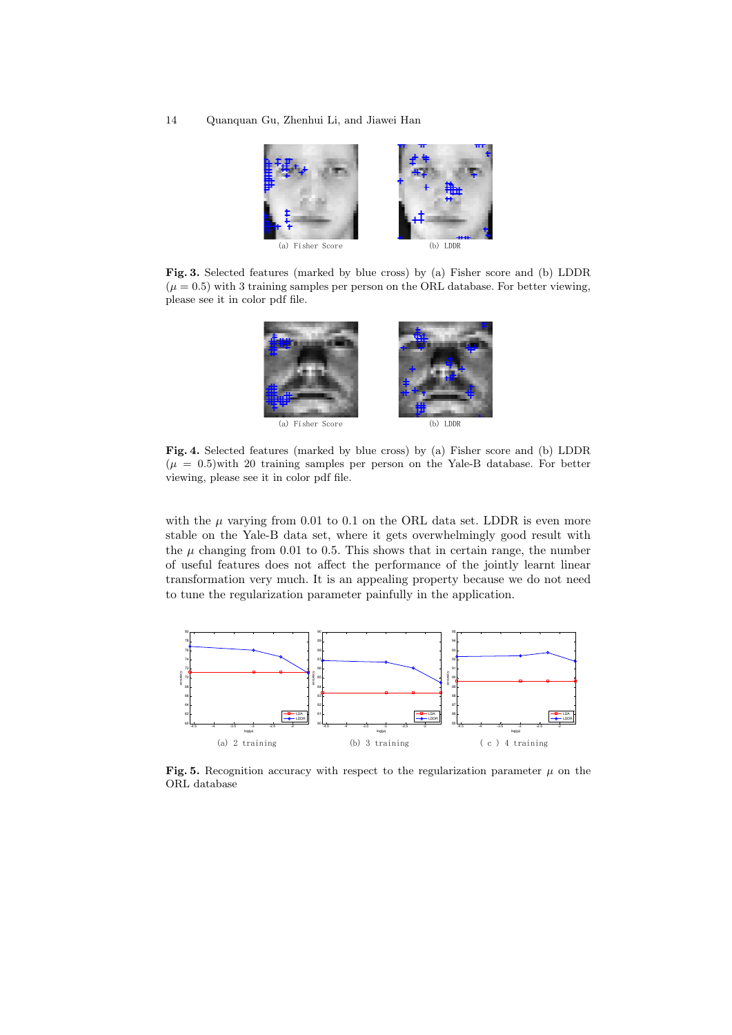(a) Fisher Score

(b) LDDR

**Fig. 3.** Selected features (marked by blue cross) by (a) Fisher score and (b) LDDR ($\mu = 0.5$) with 3 training samples per person on the ORL database. For better viewing, please see it in color pdf file.

(a) Fisher Score

(b) LDDR

**Fig. 4.** Selected features (marked by blue cross) by (a) Fisher score and (b) LDDR ($\mu = 0.5$)with 20 training samples per person on the Yale-B database. For better viewing, please see it in color pdf file.

with the $\mu$ varying from 0.01 to 0.1 on the ORL data set. LDDR is even more stable on the Yale-B data set, where it gets overwhelmingly good result with the $\mu$ changing from 0.01 to 0.5. This shows that in certain range, the number of useful features does not affect the performance of the jointly learnt linear transformation very much. It is an appealing property because we do not need to tune the regularization parameter painfully in the application.

(a) 2 training

(b) 3 training

(c) 4 training

**Fig. 5.** Recognition accuracy with respect to the regularization parameter $\mu$ on the ORL database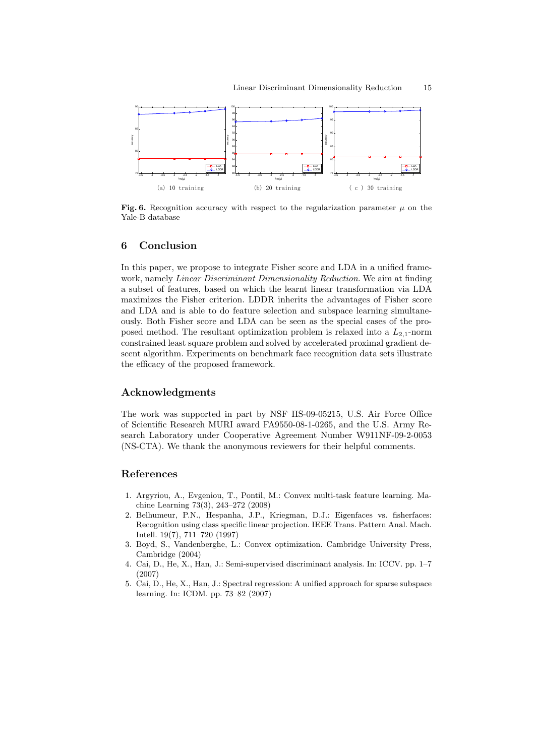(a) 10 training (b) 20 training (c) 30 training

**Fig. 6.** Recognition accuracy with respect to the regularization parameter $\mu$ on the Yale-B database

## 6 Conclusion

In this paper, we propose to integrate Fisher score and LDA in a unified framework, namely *Linear Discriminant Dimensionality Reduction*. We aim at finding a subset of features, based on which the learnt linear transformation via LDA maximizes the Fisher criterion. LDDR inherits the advantages of Fisher score and LDA and is able to do feature selection and subspace learning simultaneously. Both Fisher score and LDA can be seen as the special cases of the proposed method. The resultant optimization problem is relaxed into a $L_{2,1}$-norm constrained least square problem and solved by accelerated proximal gradient descent algorithm. Experiments on benchmark face recognition data sets illustrate the efficacy of the proposed framework.

## Acknowledgments

The work was supported in part by NSF IIS-09-05215, U.S. Air Force Office of Scientific Research MURI award FA9550-08-1-0265, and the U.S. Army Research Laboratory under Cooperative Agreement Number W911NF-09-2-0053 (NS-CTA). We thank the anonymous reviewers for their helpful comments.

## References

1. Argyriou, A., Evgeniou, T., Pontil, M.: Convex multi-task feature learning. Machine Learning 73(3), 243–272 (2008)
2. Belhumeur, P.N., Hespanha, J.P., Kriegman, D.J.: Eigenfaces vs. fisherfaces: Recognition using class specific linear projection. IEEE Trans. Pattern Anal. Mach. Intell. 19(7), 711–720 (1997)
3. Boyd, S., Vandenberghe, L.: Convex optimization. Cambridge University Press, Cambridge (2004)
4. Cai, D., He, X., Han, J.: Semi-supervised discriminant analysis. In: ICCV. pp. 1–7 (2007)
5. Cai, D., He, X., Han, J.: Spectral regression: A unified approach for sparse subspace learning. In: ICDM. pp. 73–82 (2007)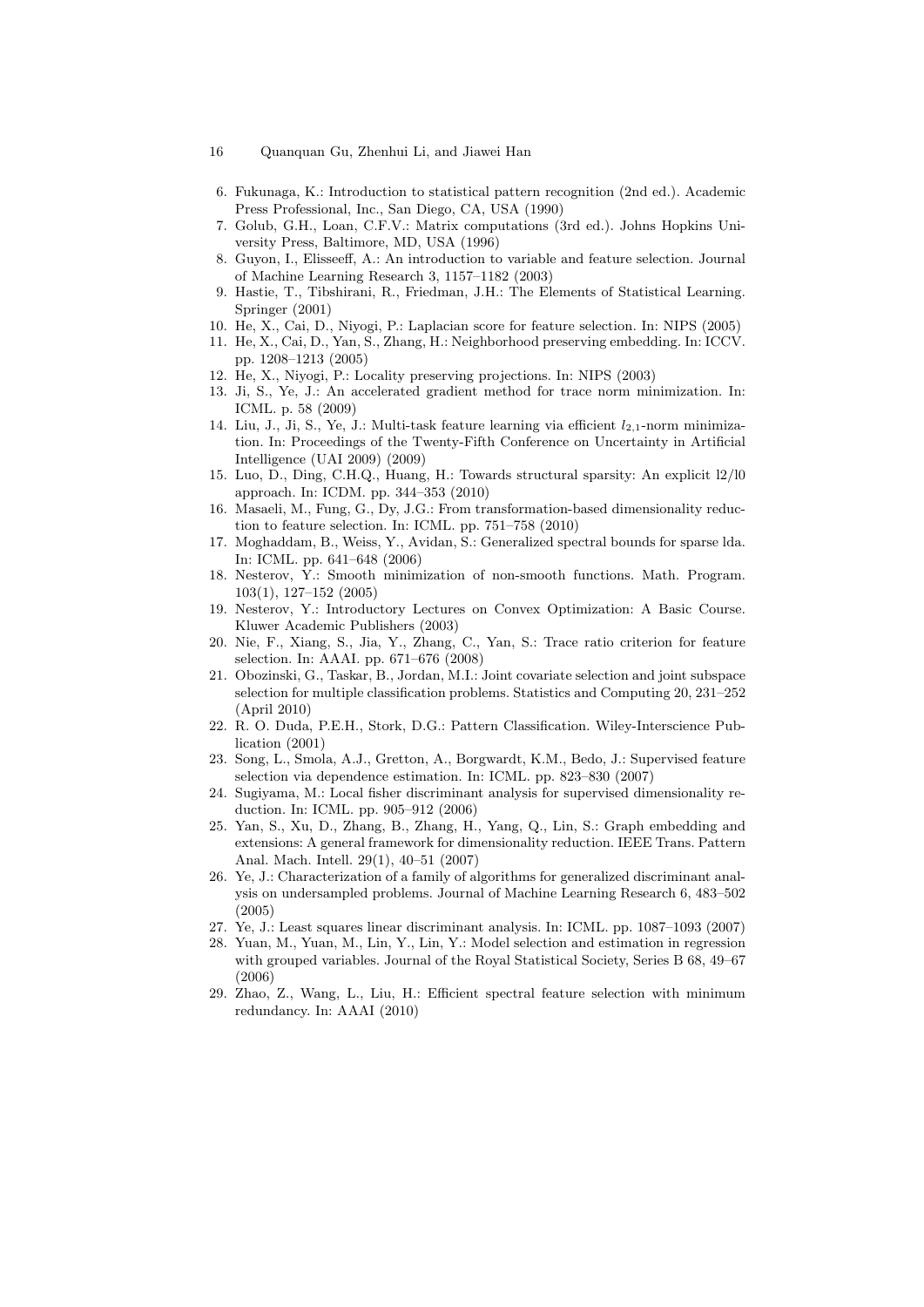6. Fukunaga, K.: Introduction to statistical pattern recognition (2nd ed.). Academic Press Professional, Inc., San Diego, CA, USA (1990)
7. Golub, G.H., Loan, C.F.V.: Matrix computations (3rd ed.). Johns Hopkins University Press, Baltimore, MD, USA (1996)
8. Guyon, I., Elisseeff, A.: An introduction to variable and feature selection. Journal of Machine Learning Research 3, 1157–1182 (2003)
9. Hastie, T., Tibshirani, R., Friedman, J.H.: The Elements of Statistical Learning. Springer (2001)
10. He, X., Cai, D., Niyogi, P.: Laplacian score for feature selection. In: NIPS (2005)
11. He, X., Cai, D., Yan, S., Zhang, H.: Neighborhood preserving embedding. In: ICCV. pp. 1208–1213 (2005)
12. He, X., Niyogi, P.: Locality preserving projections. In: NIPS (2003)
13. Ji, S., Ye, J.: An accelerated gradient method for trace norm minimization. In: ICML. p. 58 (2009)
14. Liu, J., Ji, S., Ye, J.: Multi-task feature learning via efficient $l_{2,1}$-norm minimization. In: Proceedings of the Twenty-Fifth Conference on Uncertainty in Artificial Intelligence (UAI 2009) (2009)
15. Luo, D., Ding, C.H.Q., Huang, H.: Towards structural sparsity: An explicit l2/l0 approach. In: ICDM. pp. 344–353 (2010)
16. Masaeli, M., Fung, G., Dy, J.G.: From transformation-based dimensionality reduction to feature selection. In: ICML. pp. 751–758 (2010)
17. Moghaddam, B., Weiss, Y., Avidan, S.: Generalized spectral bounds for sparse lda. In: ICML. pp. 641–648 (2006)
18. Nesterov, Y.: Smooth minimization of non-smooth functions. Math. Program. 103(1), 127–152 (2005)
19. Nesterov, Y.: Introductory Lectures on Convex Optimization: A Basic Course. Kluwer Academic Publishers (2003)
20. Nie, F., Xiang, S., Jia, Y., Zhang, C., Yan, S.: Trace ratio criterion for feature selection. In: AAAI. pp. 671–676 (2008)
21. Obozinski, G., Taskar, B., Jordan, M.I.: Joint covariate selection and joint subspace selection for multiple classification problems. Statistics and Computing 20, 231–252 (April 2010)
22. R. O. Duda, P.E.H., Stork, D.G.: Pattern Classification. Wiley-Interscience Publication (2001)
23. Song, L., Smola, A.J., Gretton, A., Borgwardt, K.M., Bedo, J.: Supervised feature selection via dependence estimation. In: ICML. pp. 823–830 (2007)
24. Sugiyama, M.: Local fisher discriminant analysis for supervised dimensionality reduction. In: ICML. pp. 905–912 (2006)
25. Yan, S., Xu, D., Zhang, B., Zhang, H., Yang, Q., Lin, S.: Graph embedding and extensions: A general framework for dimensionality reduction. IEEE Trans. Pattern Anal. Mach. Intell. 29(1), 40–51 (2007)
26. Ye, J.: Characterization of a family of algorithms for generalized discriminant analysis on undersampled problems. Journal of Machine Learning Research 6, 483–502 (2005)
27. Ye, J.: Least squares linear discriminant analysis. In: ICML. pp. 1087–1093 (2007)
28. Yuan, M., Yuan, M., Lin, Y., Lin, Y.: Model selection and estimation in regression with grouped variables. Journal of the Royal Statistical Society, Series B 68, 49–67 (2006)
29. Zhao, Z., Wang, L., Liu, H.: Efficient spectral feature selection with minimum redundancy. In: AAAI (2010)